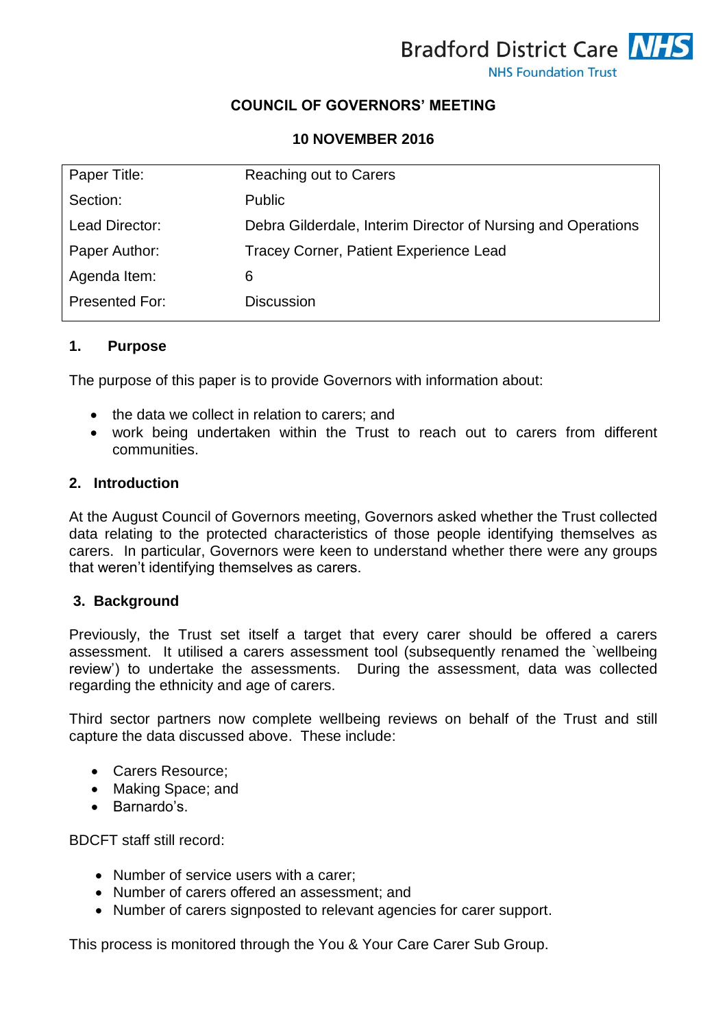Bradford District Care NHS Foundation Trust

# COUNCIL OF GOVERNORS' MEETING

## 10 NOVEMBER 2016

| Paper Title: | Reaching out to Carers |
|---|---|
| Section: | Public |
| Lead Director: | Debra Gilderdale, Interim Director of Nursing and Operations |
| Paper Author: | Tracey Corner, Patient Experience Lead |
| Agenda Item: | 6 |
| Presented For: | Discussion |

## 1. Purpose

The purpose of this paper is to provide Governors with information about:

- the data we collect in relation to carers; and
- work being undertaken within the Trust to reach out to carers from different communities.

## 2. Introduction

At the August Council of Governors meeting, Governors asked whether the Trust collected data relating to the protected characteristics of those people identifying themselves as carers. In particular, Governors were keen to understand whether there were any groups that weren't identifying themselves as carers.

## 3. Background

Previously, the Trust set itself a target that every carer should be offered a carers assessment. It utilised a carers assessment tool (subsequently renamed the `wellbeing review') to undertake the assessments. During the assessment, data was collected regarding the ethnicity and age of carers.

Third sector partners now complete wellbeing reviews on behalf of the Trust and still capture the data discussed above. These include:

- Carers Resource;
- Making Space; and
- Barnardo's.

BDCFT staff still record:

- Number of service users with a carer;
- Number of carers offered an assessment; and
- Number of carers signposted to relevant agencies for carer support.

This process is monitored through the You & Your Care Carer Sub Group.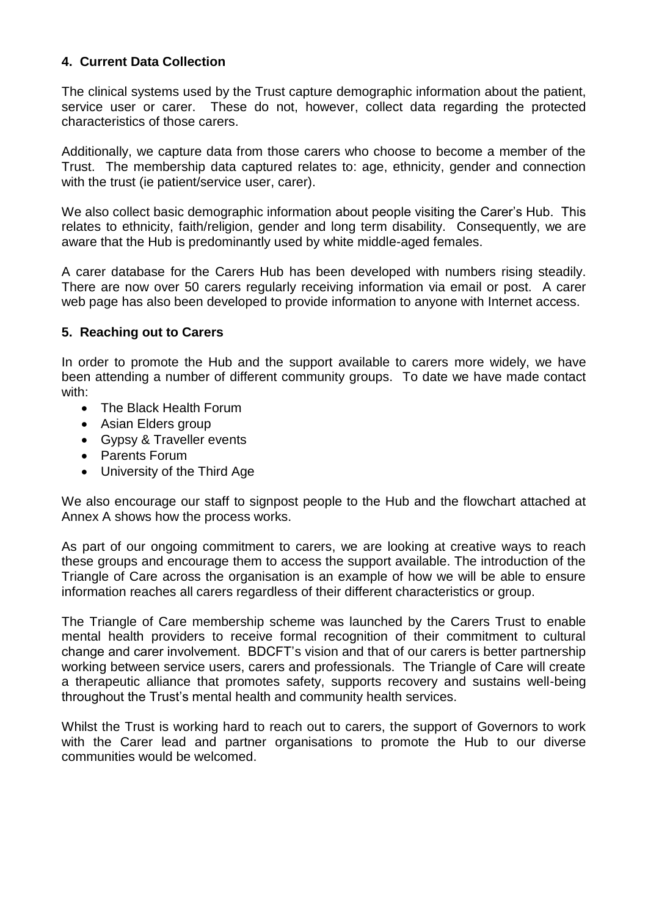## 4. Current Data Collection

The clinical systems used by the Trust capture demographic information about the patient, service user or carer. These do not, however, collect data regarding the protected characteristics of those carers.

Additionally, we capture data from those carers who choose to become a member of the Trust. The membership data captured relates to: age, ethnicity, gender and connection with the trust (ie patient/service user, carer).

We also collect basic demographic information about people visiting the Carer's Hub. This relates to ethnicity, faith/religion, gender and long term disability. Consequently, we are aware that the Hub is predominantly used by white middle-aged females.

A carer database for the Carers Hub has been developed with numbers rising steadily. There are now over 50 carers regularly receiving information via email or post. A carer web page has also been developed to provide information to anyone with Internet access.

## 5. Reaching out to Carers

In order to promote the Hub and the support available to carers more widely, we have been attending a number of different community groups. To date we have made contact with:

- The Black Health Forum
- Asian Elders group
- Gypsy & Traveller events
- Parents Forum
- University of the Third Age

We also encourage our staff to signpost people to the Hub and the flowchart attached at Annex A shows how the process works.

As part of our ongoing commitment to carers, we are looking at creative ways to reach these groups and encourage them to access the support available. The introduction of the Triangle of Care across the organisation is an example of how we will be able to ensure information reaches all carers regardless of their different characteristics or group.

The Triangle of Care membership scheme was launched by the Carers Trust to enable mental health providers to receive formal recognition of their commitment to cultural change and carer involvement. BDCFT's vision and that of our carers is better partnership working between service users, carers and professionals. The Triangle of Care will create a therapeutic alliance that promotes safety, supports recovery and sustains well-being throughout the Trust's mental health and community health services.

Whilst the Trust is working hard to reach out to carers, the support of Governors to work with the Carer lead and partner organisations to promote the Hub to our diverse communities would be welcomed.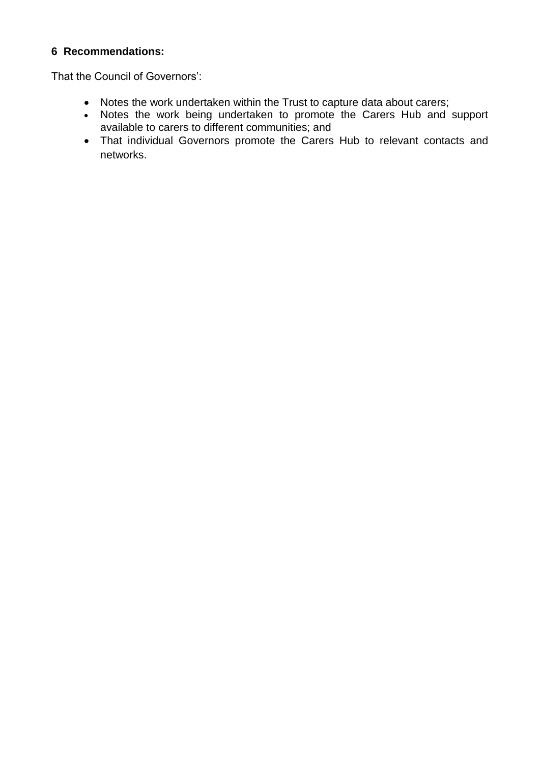## 6 Recommendations:

That the Council of Governors':

- Notes the work undertaken within the Trust to capture data about carers;
- Notes the work being undertaken to promote the Carers Hub and support available to carers to different communities; and
- That individual Governors promote the Carers Hub to relevant contacts and networks.